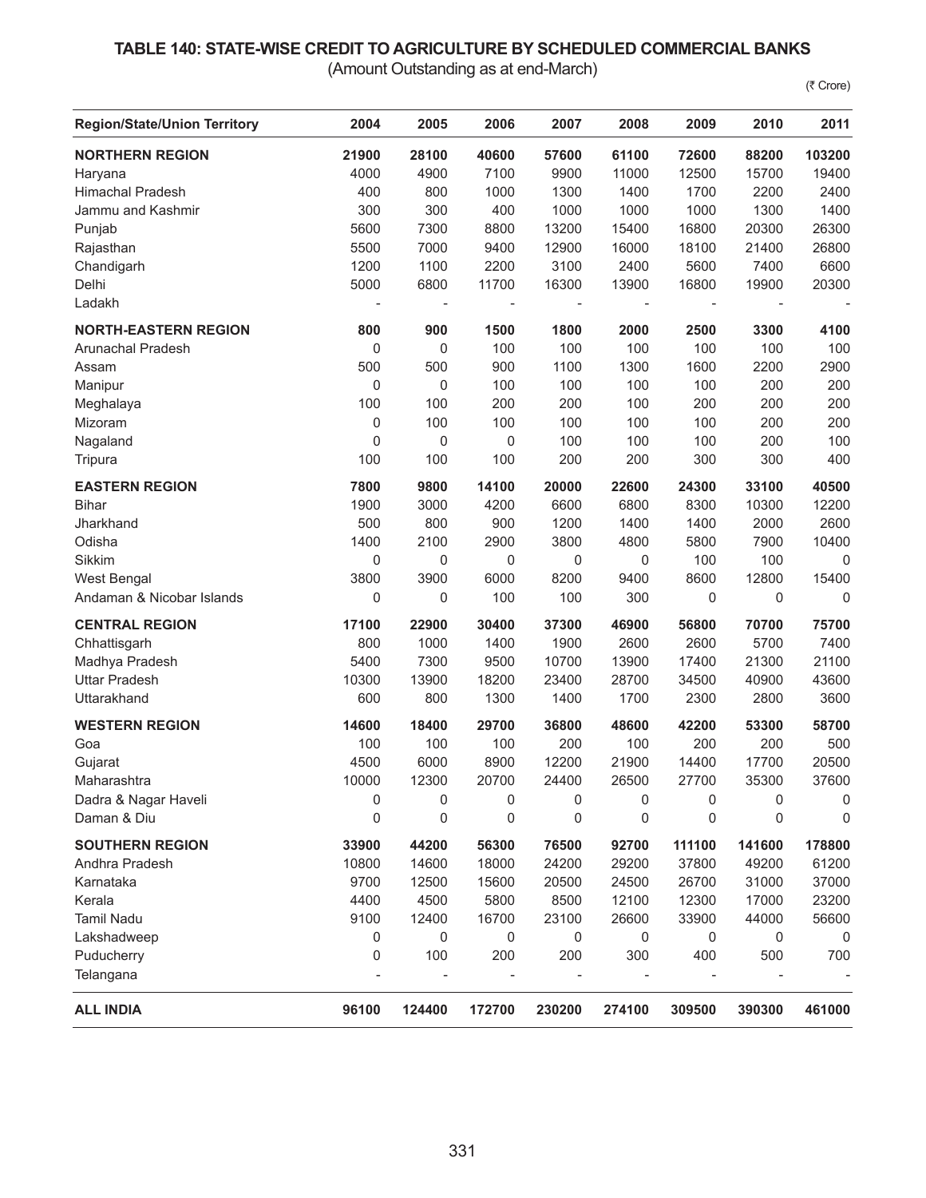## TABLE 140: STATE-WISE CREDIT TO AGRICULTURE BY SCHEDULED COMMERCIAL BANKS

(Amount Outstanding as at end-March)

(₹ Crore)

| Region/State/Union Territory | 2004 | 2005 | 2006 | 2007 | 2008 | 2009 | 2010 | 2011 |
|---|---|---|---|---|---|---|---|---|
| **NORTHERN REGION** | **21900** | **28100** | **40600** | **57600** | **61100** | **72600** | **88200** | **103200** |
| Haryana | 4000 | 4900 | 7100 | 9900 | 11000 | 12500 | 15700 | 19400 |
| Himachal Pradesh | 400 | 800 | 1000 | 1300 | 1400 | 1700 | 2200 | 2400 |
| Jammu and Kashmir | 300 | 300 | 400 | 1000 | 1000 | 1000 | 1300 | 1400 |
| Punjab | 5600 | 7300 | 8800 | 13200 | 15400 | 16800 | 20300 | 26300 |
| Rajasthan | 5500 | 7000 | 9400 | 12900 | 16000 | 18100 | 21400 | 26800 |
| Chandigarh | 1200 | 1100 | 2200 | 3100 | 2400 | 5600 | 7400 | 6600 |
| Delhi | 5000 | 6800 | 11700 | 16300 | 13900 | 16800 | 19900 | 20300 |
| Ladakh | - | - | - | - | - | - | - | - |
| **NORTH-EASTERN REGION** | **800** | **900** | **1500** | **1800** | **2000** | **2500** | **3300** | **4100** |
| Arunachal Pradesh | 0 | 0 | 100 | 100 | 100 | 100 | 100 | 100 |
| Assam | 500 | 500 | 900 | 1100 | 1300 | 1600 | 2200 | 2900 |
| Manipur | 0 | 0 | 100 | 100 | 100 | 100 | 200 | 200 |
| Meghalaya | 100 | 100 | 200 | 200 | 100 | 200 | 200 | 200 |
| Mizoram | 0 | 100 | 100 | 100 | 100 | 100 | 200 | 200 |
| Nagaland | 0 | 0 | 0 | 100 | 100 | 100 | 200 | 100 |
| Tripura | 100 | 100 | 100 | 200 | 200 | 300 | 300 | 400 |
| **EASTERN REGION** | **7800** | **9800** | **14100** | **20000** | **22600** | **24300** | **33100** | **40500** |
| Bihar | 1900 | 3000 | 4200 | 6600 | 6800 | 8300 | 10300 | 12200 |
| Jharkhand | 500 | 800 | 900 | 1200 | 1400 | 1400 | 2000 | 2600 |
| Odisha | 1400 | 2100 | 2900 | 3800 | 4800 | 5800 | 7900 | 10400 |
| Sikkim | 0 | 0 | 0 | 0 | 0 | 100 | 100 | 0 |
| West Bengal | 3800 | 3900 | 6000 | 8200 | 9400 | 8600 | 12800 | 15400 |
| Andaman & Nicobar Islands | 0 | 0 | 100 | 100 | 300 | 0 | 0 | 0 |
| **CENTRAL REGION** | **17100** | **22900** | **30400** | **37300** | **46900** | **56800** | **70700** | **75700** |
| Chhattisgarh | 800 | 1000 | 1400 | 1900 | 2600 | 2600 | 5700 | 7400 |
| Madhya Pradesh | 5400 | 7300 | 9500 | 10700 | 13900 | 17400 | 21300 | 21100 |
| Uttar Pradesh | 10300 | 13900 | 18200 | 23400 | 28700 | 34500 | 40900 | 43600 |
| Uttarakhand | 600 | 800 | 1300 | 1400 | 1700 | 2300 | 2800 | 3600 |
| **WESTERN REGION** | **14600** | **18400** | **29700** | **36800** | **48600** | **42200** | **53300** | **58700** |
| Goa | 100 | 100 | 100 | 200 | 100 | 200 | 200 | 500 |
| Gujarat | 4500 | 6000 | 8900 | 12200 | 21900 | 14400 | 17700 | 20500 |
| Maharashtra | 10000 | 12300 | 20700 | 24400 | 26500 | 27700 | 35300 | 37600 |
| Dadra & Nagar Haveli | 0 | 0 | 0 | 0 | 0 | 0 | 0 | 0 |
| Daman & Diu | 0 | 0 | 0 | 0 | 0 | 0 | 0 | 0 |
| **SOUTHERN REGION** | **33900** | **44200** | **56300** | **76500** | **92700** | **111100** | **141600** | **178800** |
| Andhra Pradesh | 10800 | 14600 | 18000 | 24200 | 29200 | 37800 | 49200 | 61200 |
| Karnataka | 9700 | 12500 | 15600 | 20500 | 24500 | 26700 | 31000 | 37000 |
| Kerala | 4400 | 4500 | 5800 | 8500 | 12100 | 12300 | 17000 | 23200 |
| Tamil Nadu | 9100 | 12400 | 16700 | 23100 | 26600 | 33900 | 44000 | 56600 |
| Lakshadweep | 0 | 0 | 0 | 0 | 0 | 0 | 0 | 0 |
| Puducherry | 0 | 100 | 200 | 200 | 300 | 400 | 500 | 700 |
| Telangana | - | - | - | - | - | - | - | - |
| **ALL INDIA** | **96100** | **124400** | **172700** | **230200** | **274100** | **309500** | **390300** | **461000** |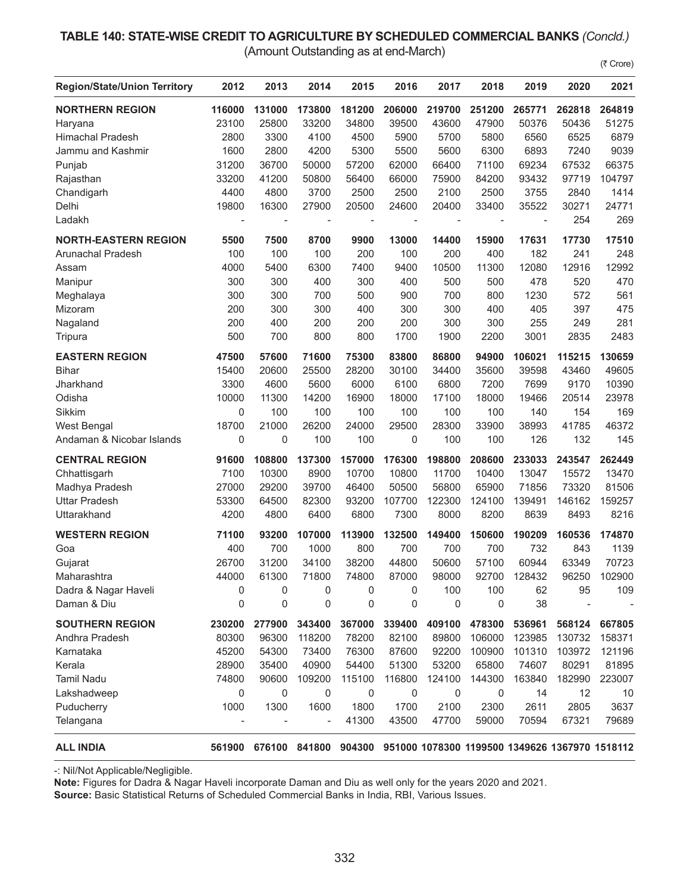## TABLE 140: STATE-WISE CREDIT TO AGRICULTURE BY SCHEDULED COMMERCIAL BANKS *(Concld.)*

(Amount Outstanding as at end-March)

(₹ Crore)

| Region/State/Union Territory | 2012 | 2013 | 2014 | 2015 | 2016 | 2017 | 2018 | 2019 | 2020 | 2021 |
|---|---|---|---|---|---|---|---|---|---|---|
| **NORTHERN REGION** | **116000** | **131000** | **173800** | **181200** | **206000** | **219700** | **251200** | **265771** | **262818** | **264819** |
| Haryana | 23100 | 25800 | 33200 | 34800 | 39500 | 43600 | 47900 | 50376 | 50436 | 51275 |
| Himachal Pradesh | 2800 | 3300 | 4100 | 4500 | 5900 | 5700 | 5800 | 6560 | 6525 | 6879 |
| Jammu and Kashmir | 1600 | 2800 | 4200 | 5300 | 5500 | 5600 | 6300 | 6893 | 7240 | 9039 |
| Punjab | 31200 | 36700 | 50000 | 57200 | 62000 | 66400 | 71100 | 69234 | 67532 | 66375 |
| Rajasthan | 33200 | 41200 | 50800 | 56400 | 66000 | 75900 | 84200 | 93432 | 97719 | 104797 |
| Chandigarh | 4400 | 4800 | 3700 | 2500 | 2500 | 2100 | 2500 | 3755 | 2840 | 1414 |
| Delhi | 19800 | 16300 | 27900 | 20500 | 24600 | 20400 | 33400 | 35522 | 30271 | 24771 |
| Ladakh | - | - | - | - | - | - | - | - | 254 | 269 |
| **NORTH-EASTERN REGION** | **5500** | **7500** | **8700** | **9900** | **13000** | **14400** | **15900** | **17631** | **17730** | **17510** |
| Arunachal Pradesh | 100 | 100 | 100 | 200 | 100 | 200 | 400 | 182 | 241 | 248 |
| Assam | 4000 | 5400 | 6300 | 7400 | 9400 | 10500 | 11300 | 12080 | 12916 | 12992 |
| Manipur | 300 | 300 | 400 | 300 | 400 | 500 | 500 | 478 | 520 | 470 |
| Meghalaya | 300 | 300 | 700 | 500 | 900 | 700 | 800 | 1230 | 572 | 561 |
| Mizoram | 200 | 300 | 300 | 400 | 300 | 300 | 400 | 405 | 397 | 475 |
| Nagaland | 200 | 400 | 200 | 200 | 200 | 300 | 300 | 255 | 249 | 281 |
| Tripura | 500 | 700 | 800 | 800 | 1700 | 1900 | 2200 | 3001 | 2835 | 2483 |
| **EASTERN REGION** | **47500** | **57600** | **71600** | **75300** | **83800** | **86800** | **94900** | **106021** | **115215** | **130659** |
| Bihar | 15400 | 20600 | 25500 | 28200 | 30100 | 34400 | 35600 | 39598 | 43460 | 49605 |
| Jharkhand | 3300 | 4600 | 5600 | 6000 | 6100 | 6800 | 7200 | 7699 | 9170 | 10390 |
| Odisha | 10000 | 11300 | 14200 | 16900 | 18000 | 17100 | 18000 | 19466 | 20514 | 23978 |
| Sikkim | 0 | 100 | 100 | 100 | 100 | 100 | 100 | 140 | 154 | 169 |
| West Bengal | 18700 | 21000 | 26200 | 24000 | 29500 | 28300 | 33900 | 38993 | 41785 | 46372 |
| Andaman & Nicobar Islands | 0 | 0 | 100 | 100 | 0 | 100 | 100 | 126 | 132 | 145 |
| **CENTRAL REGION** | **91600** | **108800** | **137300** | **157000** | **176300** | **198800** | **208600** | **233033** | **243547** | **262449** |
| Chhattisgarh | 7100 | 10300 | 8900 | 10700 | 10800 | 11700 | 10400 | 13047 | 15572 | 13470 |
| Madhya Pradesh | 27000 | 29200 | 39700 | 46400 | 50500 | 56800 | 65900 | 71856 | 73320 | 81506 |
| Uttar Pradesh | 53300 | 64500 | 82300 | 93200 | 107700 | 122300 | 124100 | 139491 | 146162 | 159257 |
| Uttarakhand | 4200 | 4800 | 6400 | 6800 | 7300 | 8000 | 8200 | 8639 | 8493 | 8216 |
| **WESTERN REGION** | **71100** | **93200** | **107000** | **113900** | **132500** | **149400** | **150600** | **190209** | **160536** | **174870** |
| Goa | 400 | 700 | 1000 | 800 | 700 | 700 | 700 | 732 | 843 | 1139 |
| Gujarat | 26700 | 31200 | 34100 | 38200 | 44800 | 50600 | 57100 | 60944 | 63349 | 70723 |
| Maharashtra | 44000 | 61300 | 71800 | 74800 | 87000 | 98000 | 92700 | 128432 | 96250 | 102900 |
| Dadra & Nagar Haveli | 0 | 0 | 0 | 0 | 0 | 100 | 100 | 62 | 95 | 109 |
| Daman & Diu | 0 | 0 | 0 | 0 | 0 | 0 | 0 | 38 | - | - |
| **SOUTHERN REGION** | **230200** | **277900** | **343400** | **367000** | **339400** | **409100** | **478300** | **536961** | **568124** | **667805** |
| Andhra Pradesh | 80300 | 96300 | 118200 | 78200 | 82100 | 89800 | 106000 | 123985 | 130732 | 158371 |
| Karnataka | 45200 | 54300 | 73400 | 76300 | 87600 | 92200 | 100900 | 101310 | 103972 | 121196 |
| Kerala | 28900 | 35400 | 40900 | 54400 | 51300 | 53200 | 65800 | 74607 | 80291 | 81895 |
| Tamil Nadu | 74800 | 90600 | 109200 | 115100 | 116800 | 124100 | 144300 | 163840 | 182990 | 223007 |
| Lakshadweep | 0 | 0 | 0 | 0 | 0 | 0 | 0 | 14 | 12 | 10 |
| Puducherry | 1000 | 1300 | 1600 | 1800 | 1700 | 2100 | 2300 | 2611 | 2805 | 3637 |
| Telangana | - | - | - | 41300 | 43500 | 47700 | 59000 | 70594 | 67321 | 79689 |
| **ALL INDIA** | **561900** | **676100** | **841800** | **904300** | **951000** | **1078300** | **1199500** | **1349626** | **1367970** | **1518112** |

-: Nil/Not Applicable/Negligible.

**Note:** Figures for Dadra & Nagar Haveli incorporate Daman and Diu as well only for the years 2020 and 2021.

**Source:** Basic Statistical Returns of Scheduled Commercial Banks in India, RBI, Various Issues.